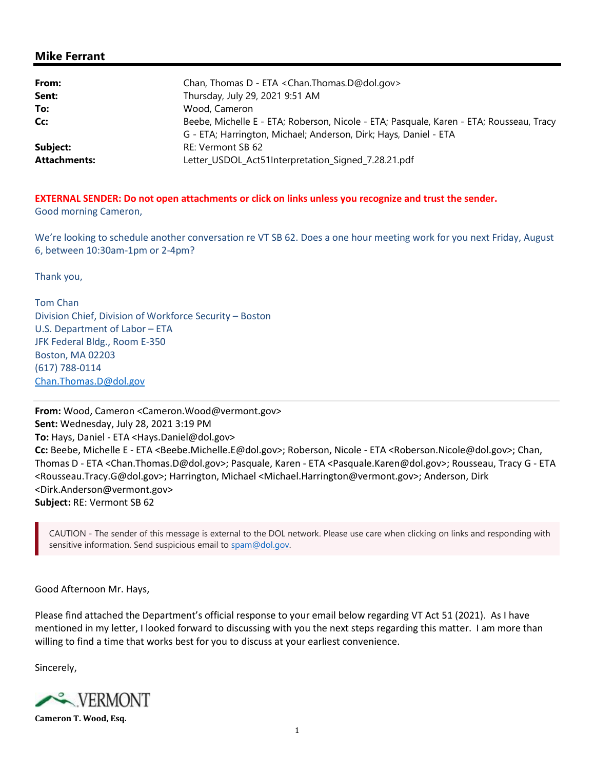## Mike Ferrant

**From:** Chan, Thomas D - ETA <Chan.Thomas.D@dol.gov>
**Sent:** Thursday, July 29, 2021 9:51 AM
**To:** Wood, Cameron
**Cc:** Beebe, Michelle E - ETA; Roberson, Nicole - ETA; Pasquale, Karen - ETA; Rousseau, Tracy G - ETA; Harrington, Michael; Anderson, Dirk; Hays, Daniel - ETA
**Subject:** RE: Vermont SB 62
**Attachments:** Letter_USDOL_Act51Interpretation_Signed_7.28.21.pdf

**EXTERNAL SENDER: Do not open attachments or click on links unless you recognize and trust the sender.**

Good morning Cameron,

We're looking to schedule another conversation re VT SB 62. Does a one hour meeting work for you next Friday, August 6, between 10:30am-1pm or 2-4pm?

Thank you,

Tom Chan
Division Chief, Division of Workforce Security – Boston
U.S. Department of Labor – ETA
JFK Federal Bldg., Room E-350
Boston, MA 02203
(617) 788-0114
Chan.Thomas.D@dol.gov

---

**From:** Wood, Cameron <Cameron.Wood@vermont.gov>
**Sent:** Wednesday, July 28, 2021 3:19 PM
**To:** Hays, Daniel - ETA <Hays.Daniel@dol.gov>
**Cc:** Beebe, Michelle E - ETA <Beebe.Michelle.E@dol.gov>; Roberson, Nicole - ETA <Roberson.Nicole@dol.gov>; Chan, Thomas D - ETA <Chan.Thomas.D@dol.gov>; Pasquale, Karen - ETA <Pasquale.Karen@dol.gov>; Rousseau, Tracy G - ETA <Rousseau.Tracy.G@dol.gov>; Harrington, Michael <Michael.Harrington@vermont.gov>; Anderson, Dirk <Dirk.Anderson@vermont.gov>
**Subject:** RE: Vermont SB 62

> CAUTION - The sender of this message is external to the DOL network. Please use care when clicking on links and responding with sensitive information. Send suspicious email to spam@dol.gov.

Good Afternoon Mr. Hays,

Please find attached the Department's official response to your email below regarding VT Act 51 (2021). As I have mentioned in my letter, I looked forward to discussing with you the next steps regarding this matter. I am more than willing to find a time that works best for you to discuss at your earliest convenience.

Sincerely,

VERMONT

**Cameron T. Wood, Esq.**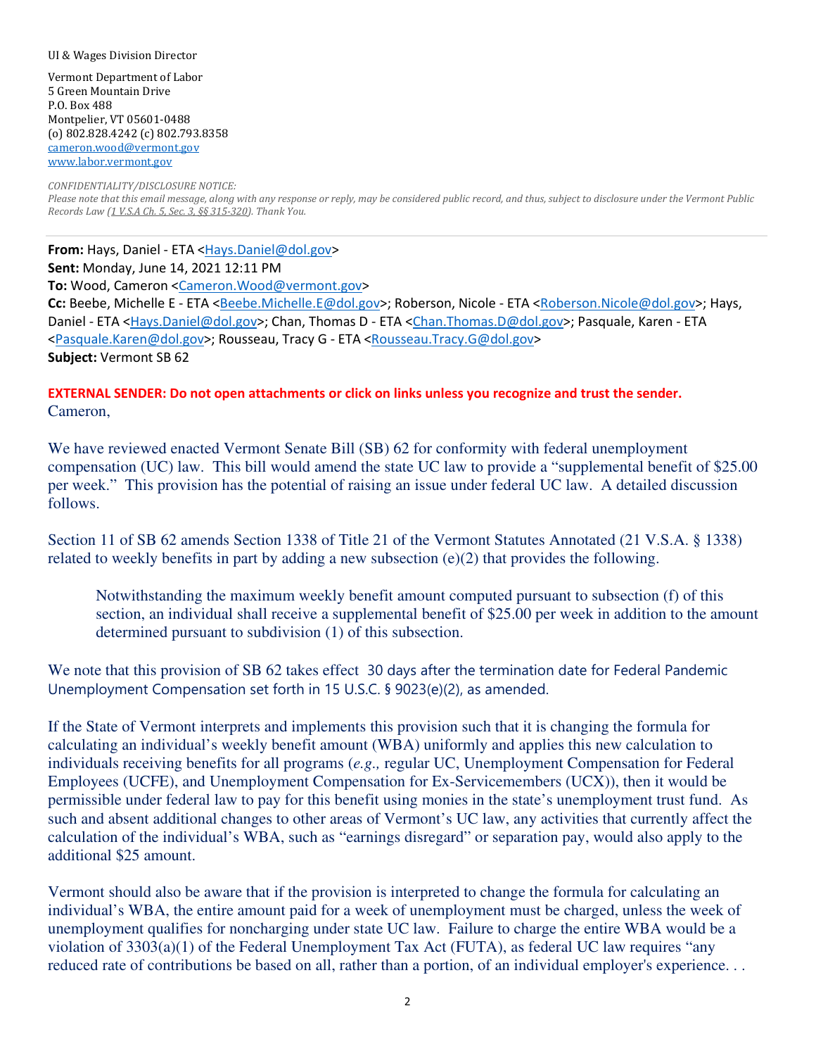UI & Wages Division Director

Vermont Department of Labor
5 Green Mountain Drive
P.O. Box 488
Montpelier, VT 05601-0488
(o) 802.828.4242 (c) 802.793.8358
cameron.wood@vermont.gov
www.labor.vermont.gov

*CONFIDENTIALITY/DISCLOSURE NOTICE:*
*Please note that this email message, along with any response or reply, may be considered public record, and thus, subject to disclosure under the Vermont Public Records Law (1 V.S.A Ch. 5, Sec. 3, §§ 315-320). Thank You.*

---

**From:** Hays, Daniel - ETA <Hays.Daniel@dol.gov>
**Sent:** Monday, June 14, 2021 12:11 PM
**To:** Wood, Cameron <Cameron.Wood@vermont.gov>
**Cc:** Beebe, Michelle E - ETA <Beebe.Michelle.E@dol.gov>; Roberson, Nicole - ETA <Roberson.Nicole@dol.gov>; Hays, Daniel - ETA <Hays.Daniel@dol.gov>; Chan, Thomas D - ETA <Chan.Thomas.D@dol.gov>; Pasquale, Karen - ETA <Pasquale.Karen@dol.gov>; Rousseau, Tracy G - ETA <Rousseau.Tracy.G@dol.gov>
**Subject:** Vermont SB 62

**EXTERNAL SENDER: Do not open attachments or click on links unless you recognize and trust the sender.**

Cameron,

We have reviewed enacted Vermont Senate Bill (SB) 62 for conformity with federal unemployment compensation (UC) law. This bill would amend the state UC law to provide a "supplemental benefit of $25.00 per week." This provision has the potential of raising an issue under federal UC law. A detailed discussion follows.

Section 11 of SB 62 amends Section 1338 of Title 21 of the Vermont Statutes Annotated (21 V.S.A. § 1338) related to weekly benefits in part by adding a new subsection (e)(2) that provides the following.

> Notwithstanding the maximum weekly benefit amount computed pursuant to subsection (f) of this section, an individual shall receive a supplemental benefit of $25.00 per week in addition to the amount determined pursuant to subdivision (1) of this subsection.

We note that this provision of SB 62 takes effect 30 days after the termination date for Federal Pandemic Unemployment Compensation set forth in 15 U.S.C. § 9023(e)(2), as amended.

If the State of Vermont interprets and implements this provision such that it is changing the formula for calculating an individual's weekly benefit amount (WBA) uniformly and applies this new calculation to individuals receiving benefits for all programs (*e.g.,* regular UC, Unemployment Compensation for Federal Employees (UCFE), and Unemployment Compensation for Ex-Servicemembers (UCX)), then it would be permissible under federal law to pay for this benefit using monies in the state's unemployment trust fund. As such and absent additional changes to other areas of Vermont's UC law, any activities that currently affect the calculation of the individual's WBA, such as "earnings disregard" or separation pay, would also apply to the additional $25 amount.

Vermont should also be aware that if the provision is interpreted to change the formula for calculating an individual's WBA, the entire amount paid for a week of unemployment must be charged, unless the week of unemployment qualifies for noncharging under state UC law. Failure to charge the entire WBA would be a violation of 3303(a)(1) of the Federal Unemployment Tax Act (FUTA), as federal UC law requires "any reduced rate of contributions be based on all, rather than a portion, of an individual employer's experience. . .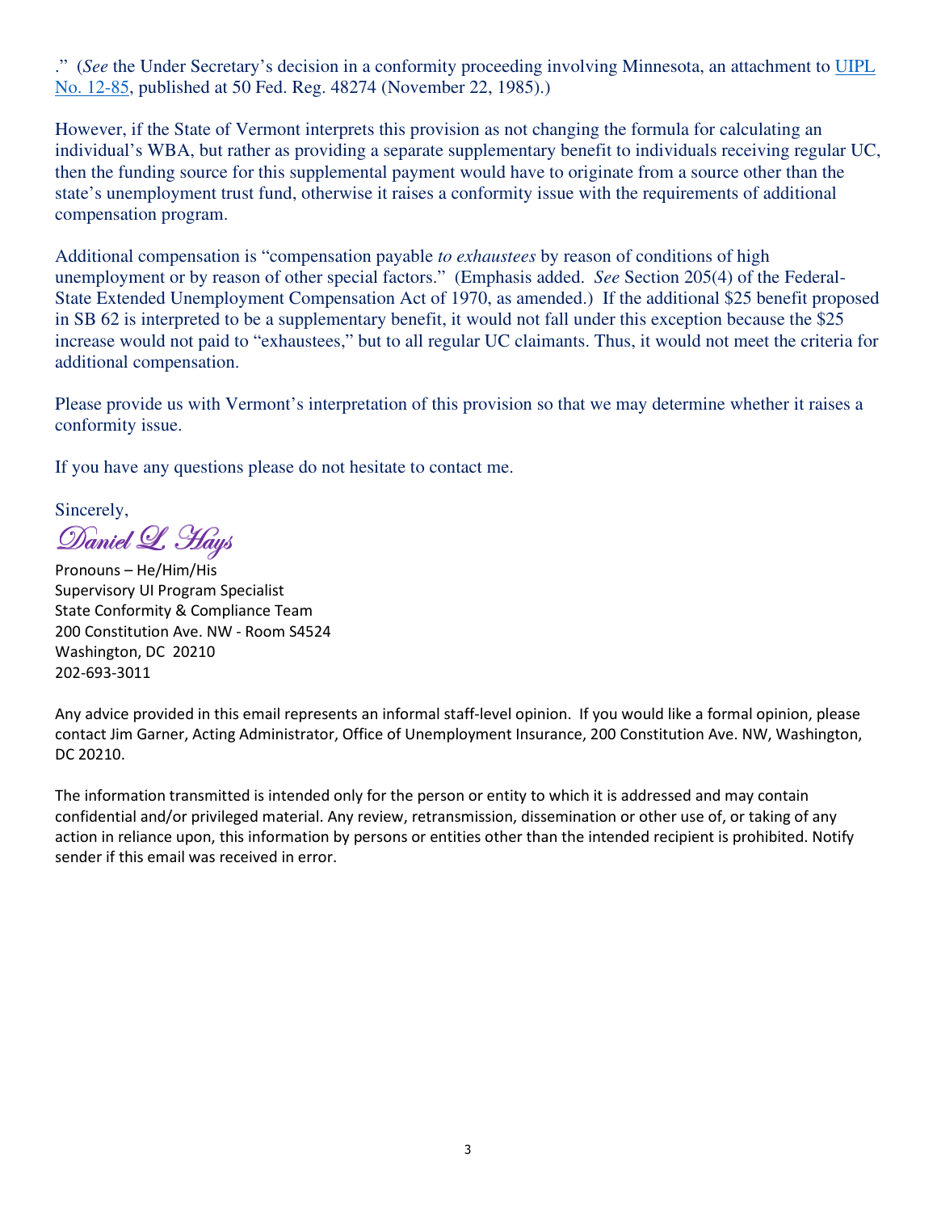." (*See* the Under Secretary's decision in a conformity proceeding involving Minnesota, an attachment to [UIPL No. 12-85](), published at 50 Fed. Reg. 48274 (November 22, 1985).)

However, if the State of Vermont interprets this provision as not changing the formula for calculating an individual's WBA, but rather as providing a separate supplementary benefit to individuals receiving regular UC, then the funding source for this supplemental payment would have to originate from a source other than the state's unemployment trust fund, otherwise it raises a conformity issue with the requirements of additional compensation program.

Additional compensation is "compensation payable *to exhaustees* by reason of conditions of high unemployment or by reason of other special factors." (Emphasis added. *See* Section 205(4) of the Federal-State Extended Unemployment Compensation Act of 1970, as amended.) If the additional $25 benefit proposed in SB 62 is interpreted to be a supplementary benefit, it would not fall under this exception because the $25 increase would not paid to "exhaustees," but to all regular UC claimants. Thus, it would not meet the criteria for additional compensation.

Please provide us with Vermont's interpretation of this provision so that we may determine whether it raises a conformity issue.

If you have any questions please do not hesitate to contact me.

Sincerely,

*Daniel L. Hays*

Pronouns – He/Him/His
Supervisory UI Program Specialist
State Conformity & Compliance Team
200 Constitution Ave. NW - Room S4524
Washington, DC 20210
202-693-3011

Any advice provided in this email represents an informal staff-level opinion. If you would like a formal opinion, please contact Jim Garner, Acting Administrator, Office of Unemployment Insurance, 200 Constitution Ave. NW, Washington, DC 20210.

The information transmitted is intended only for the person or entity to which it is addressed and may contain confidential and/or privileged material. Any review, retransmission, dissemination or other use of, or taking of any action in reliance upon, this information by persons or entities other than the intended recipient is prohibited. Notify sender if this email was received in error.